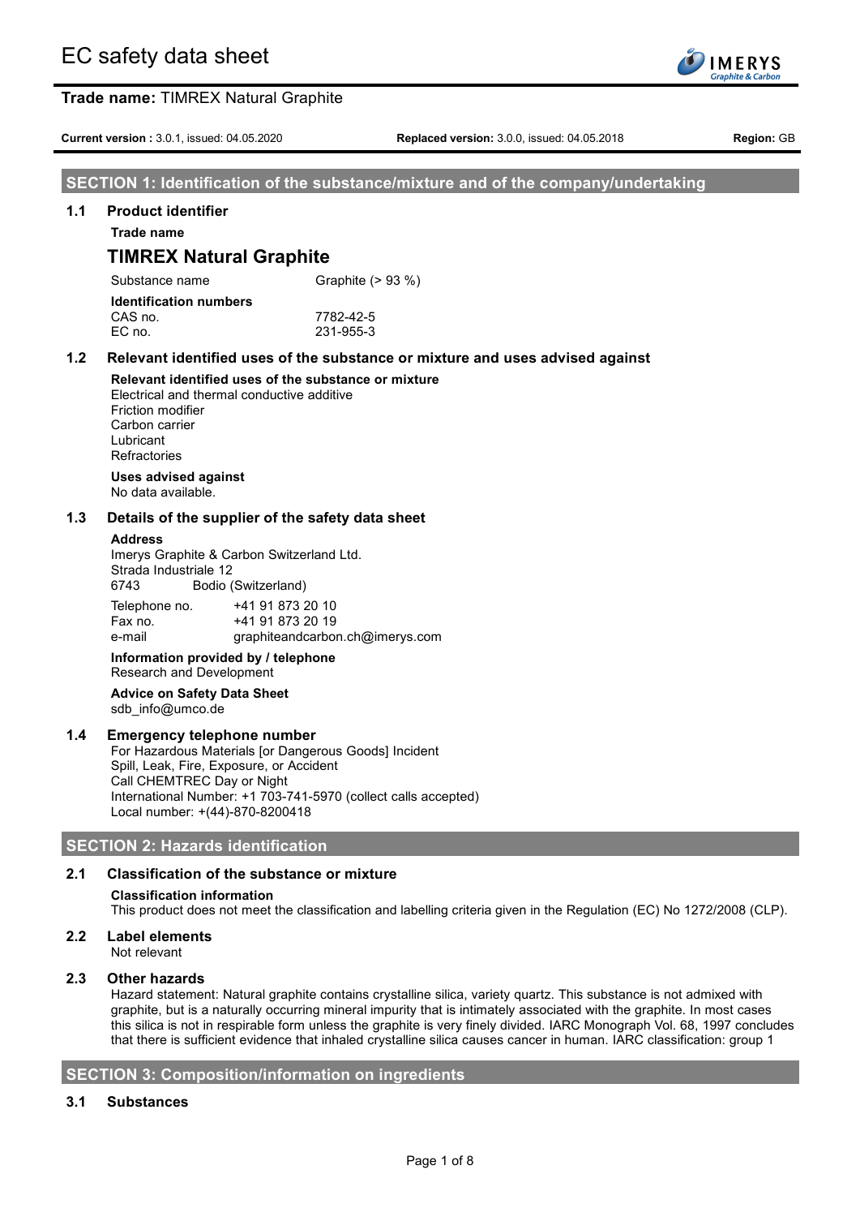# EC safety data sheet

**Trade name:** TIMREX Natural Graphite

**Current version :** 3.0.1, issued: 04.05.2020 **Replaced version:** 3.0.0, issued: 04.05.2018 **Region:** GB

## SECTION 1: Identification of the substance/mixture and of the company/undertaking

### 1.1 Product identifier

**Trade name**

**TIMREX Natural Graphite**

Substance name: Graphite (> 93 %)

**Identification numbers**

CAS no. 7782-42-5
EC no. 231-955-3

### 1.2 Relevant identified uses of the substance or mixture and uses advised against

**Relevant identified uses of the substance or mixture**

Electrical and thermal conductive additive
Friction modifier
Carbon carrier
Lubricant
Refractories

**Uses advised against**

No data available.

### 1.3 Details of the supplier of the safety data sheet

**Address**

Imerys Graphite & Carbon Switzerland Ltd.
Strada Industriale 12
6743 Bodio (Switzerland)

Telephone no. +41 91 873 20 10
Fax no. +41 91 873 20 19
e-mail graphiteandcarbon.ch@imerys.com

**Information provided by / telephone**

Research and Development

**Advice on Safety Data Sheet**

sdb_info@umco.de

### 1.4 Emergency telephone number

For Hazardous Materials [or Dangerous Goods] Incident
Spill, Leak, Fire, Exposure, or Accident
Call CHEMTREC Day or Night
International Number: +1 703-741-5970 (collect calls accepted)
Local number: +(44)-870-8200418

## SECTION 2: Hazards identification

### 2.1 Classification of the substance or mixture

**Classification information**

This product does not meet the classification and labelling criteria given in the Regulation (EC) No 1272/2008 (CLP).

### 2.2 Label elements

Not relevant

### 2.3 Other hazards

Hazard statement: Natural graphite contains crystalline silica, variety quartz. This substance is not admixed with graphite, but is a naturally occurring mineral impurity that is intimately associated with the graphite. In most cases this silica is not in respirable form unless the graphite is very finely divided. IARC Monograph Vol. 68, 1997 concludes that there is sufficient evidence that inhaled crystalline silica causes cancer in human. IARC classification: group 1

## SECTION 3: Composition/information on ingredients

### 3.1 Substances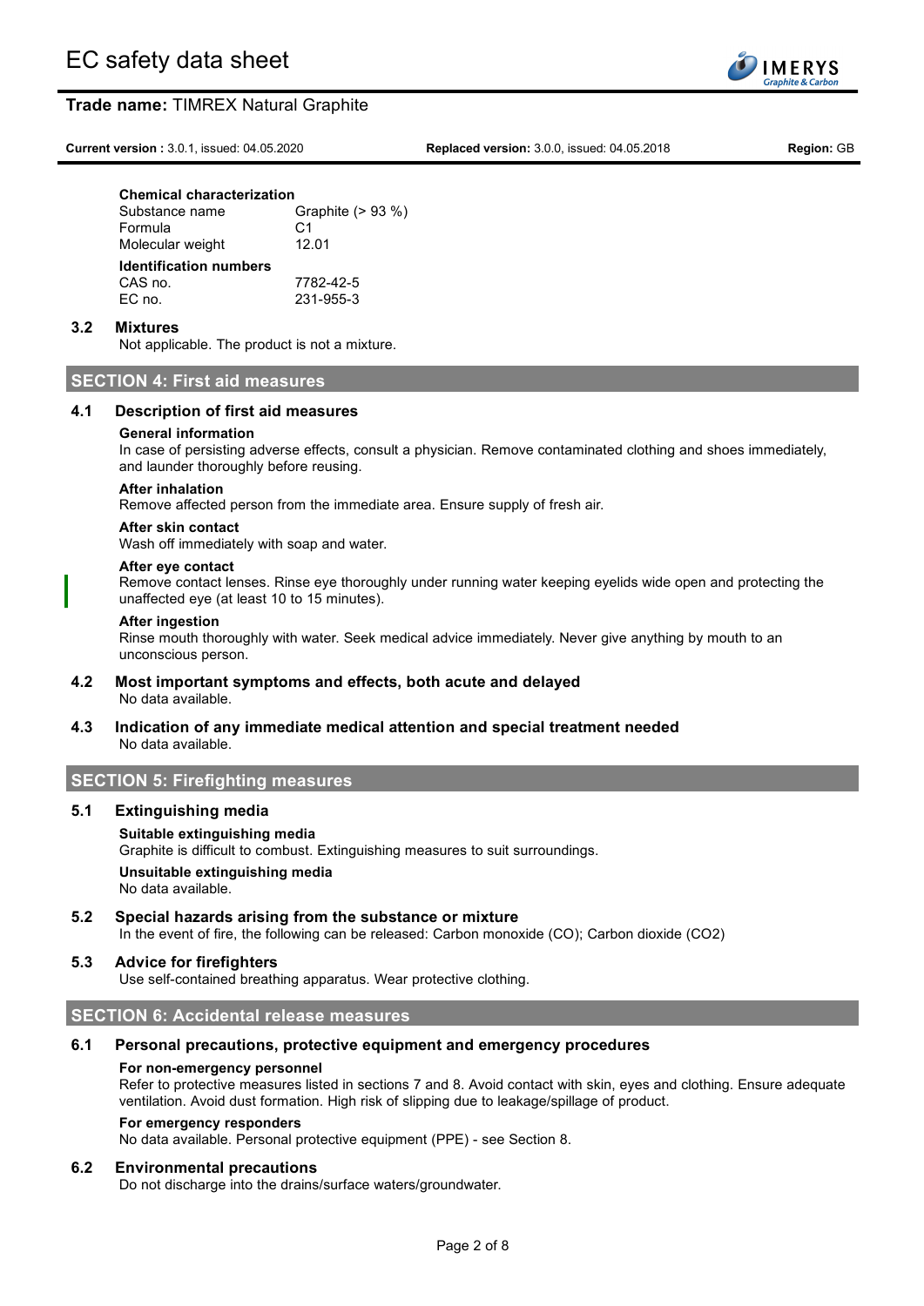**Chemical characterization**

| | |
|---|---|
| Substance name | Graphite (> 93 %) |
| Formula | C1 |
| Molecular weight | 12.01 |

**Identification numbers**

| | |
|---|---|
| CAS no. | 7782-42-5 |
| EC no. | 231-955-3 |

### 3.2 Mixtures

Not applicable. The product is not a mixture.

## SECTION 4: First aid measures

### 4.1 Description of first aid measures

**General information**

In case of persisting adverse effects, consult a physician. Remove contaminated clothing and shoes immediately, and launder thoroughly before reusing.

**After inhalation**

Remove affected person from the immediate area. Ensure supply of fresh air.

**After skin contact**

Wash off immediately with soap and water.

**After eye contact**

Remove contact lenses. Rinse eye thoroughly under running water keeping eyelids wide open and protecting the unaffected eye (at least 10 to 15 minutes).

**After ingestion**

Rinse mouth thoroughly with water. Seek medical advice immediately. Never give anything by mouth to an unconscious person.

### 4.2 Most important symptoms and effects, both acute and delayed

No data available.

### 4.3 Indication of any immediate medical attention and special treatment needed

No data available.

## SECTION 5: Firefighting measures

### 5.1 Extinguishing media

**Suitable extinguishing media**

Graphite is difficult to combust. Extinguishing measures to suit surroundings.

**Unsuitable extinguishing media**

No data available.

### 5.2 Special hazards arising from the substance or mixture

In the event of fire, the following can be released: Carbon monoxide (CO); Carbon dioxide ($CO_2$)

### 5.3 Advice for firefighters

Use self-contained breathing apparatus. Wear protective clothing.

## SECTION 6: Accidental release measures

### 6.1 Personal precautions, protective equipment and emergency procedures

**For non-emergency personnel**

Refer to protective measures listed in sections 7 and 8. Avoid contact with skin, eyes and clothing. Ensure adequate ventilation. Avoid dust formation. High risk of slipping due to leakage/spillage of product.

**For emergency responders**

No data available. Personal protective equipment (PPE) - see Section 8.

### 6.2 Environmental precautions

Do not discharge into the drains/surface waters/groundwater.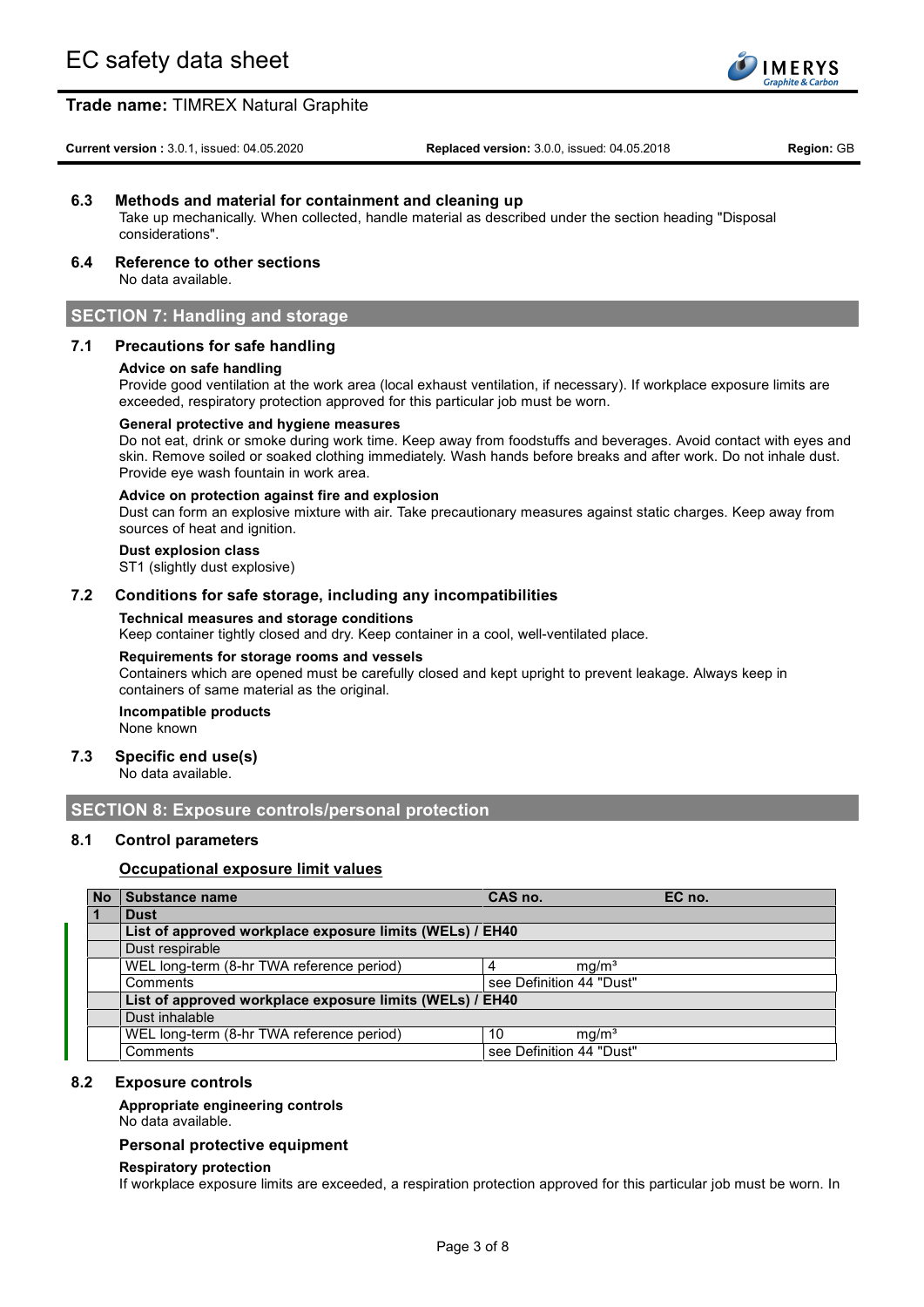### 6.3 Methods and material for containment and cleaning up

Take up mechanically. When collected, handle material as described under the section heading "Disposal considerations".

### 6.4 Reference to other sections

No data available.

## SECTION 7: Handling and storage

### 7.1 Precautions for safe handling

**Advice on safe handling**

Provide good ventilation at the work area (local exhaust ventilation, if necessary). If workplace exposure limits are exceeded, respiratory protection approved for this particular job must be worn.

**General protective and hygiene measures**

Do not eat, drink or smoke during work time. Keep away from foodstuffs and beverages. Avoid contact with eyes and skin. Remove soiled or soaked clothing immediately. Wash hands before breaks and after work. Do not inhale dust. Provide eye wash fountain in work area.

**Advice on protection against fire and explosion**

Dust can form an explosive mixture with air. Take precautionary measures against static charges. Keep away from sources of heat and ignition.

**Dust explosion class**

ST1 (slightly dust explosive)

### 7.2 Conditions for safe storage, including any incompatibilities

**Technical measures and storage conditions**

Keep container tightly closed and dry. Keep container in a cool, well-ventilated place.

**Requirements for storage rooms and vessels**

Containers which are opened must be carefully closed and kept upright to prevent leakage. Always keep in containers of same material as the original.

**Incompatible products**

None known

### 7.3 Specific end use(s)

No data available.

## SECTION 8: Exposure controls/personal protection

### 8.1 Control parameters

**Occupational exposure limit values**

| No | Substance name | CAS no. | EC no. |
|---|---|---|---|
| 1 | **Dust** | | |
| | **List of approved workplace exposure limits (WELs) / EH40** | | |
| | Dust respirable | | |
| | WEL long-term (8-hr TWA reference period) | 4 mg/m³ | |
| | Comments | see Definition 44 "Dust" | |
| | **List of approved workplace exposure limits (WELs) / EH40** | | |
| | Dust inhalable | | |
| | WEL long-term (8-hr TWA reference period) | 10 mg/m³ | |
| | Comments | see Definition 44 "Dust" | |

### 8.2 Exposure controls

**Appropriate engineering controls**

No data available.

**Personal protective equipment**

**Respiratory protection**

If workplace exposure limits are exceeded, a respiration protection approved for this particular job must be worn. In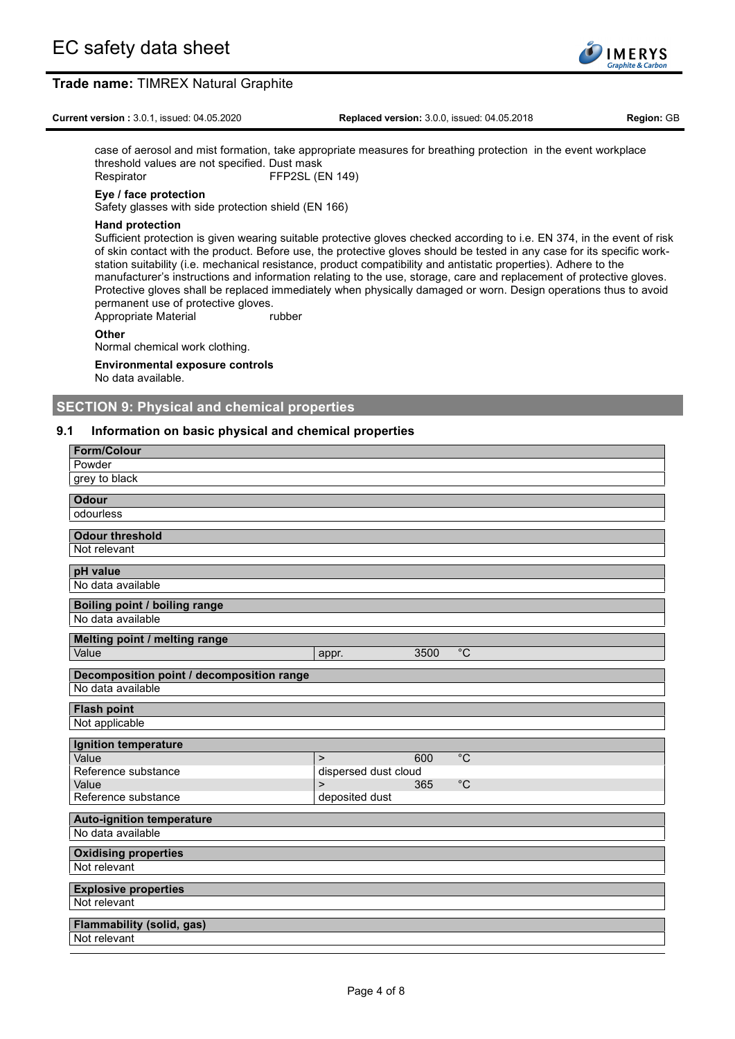case of aerosol and mist formation, take appropriate measures for breathing protection in the event workplace threshold values are not specified. Dust mask

| | |
|---|---|
| Respirator | FFP2SL (EN 149) |

**Eye / face protection**

Safety glasses with side protection shield (EN 166)

**Hand protection**

Sufficient protection is given wearing suitable protective gloves checked according to i.e. EN 374, in the event of risk of skin contact with the product. Before use, the protective gloves should be tested in any case for its specific work-station suitability (i.e. mechanical resistance, product compatibility and antistatic properties). Adhere to the manufacturer's instructions and information relating to the use, storage, care and replacement of protective gloves. Protective gloves shall be replaced immediately when physically damaged or worn. Design operations thus to avoid permanent use of protective gloves.

| | |
|---|---|
| Appropriate Material | rubber |

**Other**

Normal chemical work clothing.

**Environmental exposure controls**

No data available.

## SECTION 9: Physical and chemical properties

### 9.1 Information on basic physical and chemical properties

| **Form/Colour** | | | |
|---|---|---|---|
| Powder | | | |
| grey to black | | | |

| **Odour** |
|---|
| odourless |

| **Odour threshold** |
|---|
| Not relevant |

| **pH value** |
|---|
| No data available |

| **Boiling point / boiling range** |
|---|
| No data available |

| **Melting point / melting range** | | | |
|---|---|---|---|
| Value | appr. | 3500 | °C |

| **Decomposition point / decomposition range** |
|---|
| No data available |

| **Flash point** |
|---|
| Not applicable |

| **Ignition temperature** | | | |
|---|---|---|---|
| Value | > | 600 | °C |
| Reference substance | dispersed dust cloud | | |
| Value | > | 365 | °C |
| Reference substance | deposited dust | | |

| **Auto-ignition temperature** |
|---|
| No data available |

| **Oxidising properties** |
|---|
| Not relevant |

| **Explosive properties** |
|---|
| Not relevant |

| **Flammability (solid, gas)** |
|---|
| Not relevant |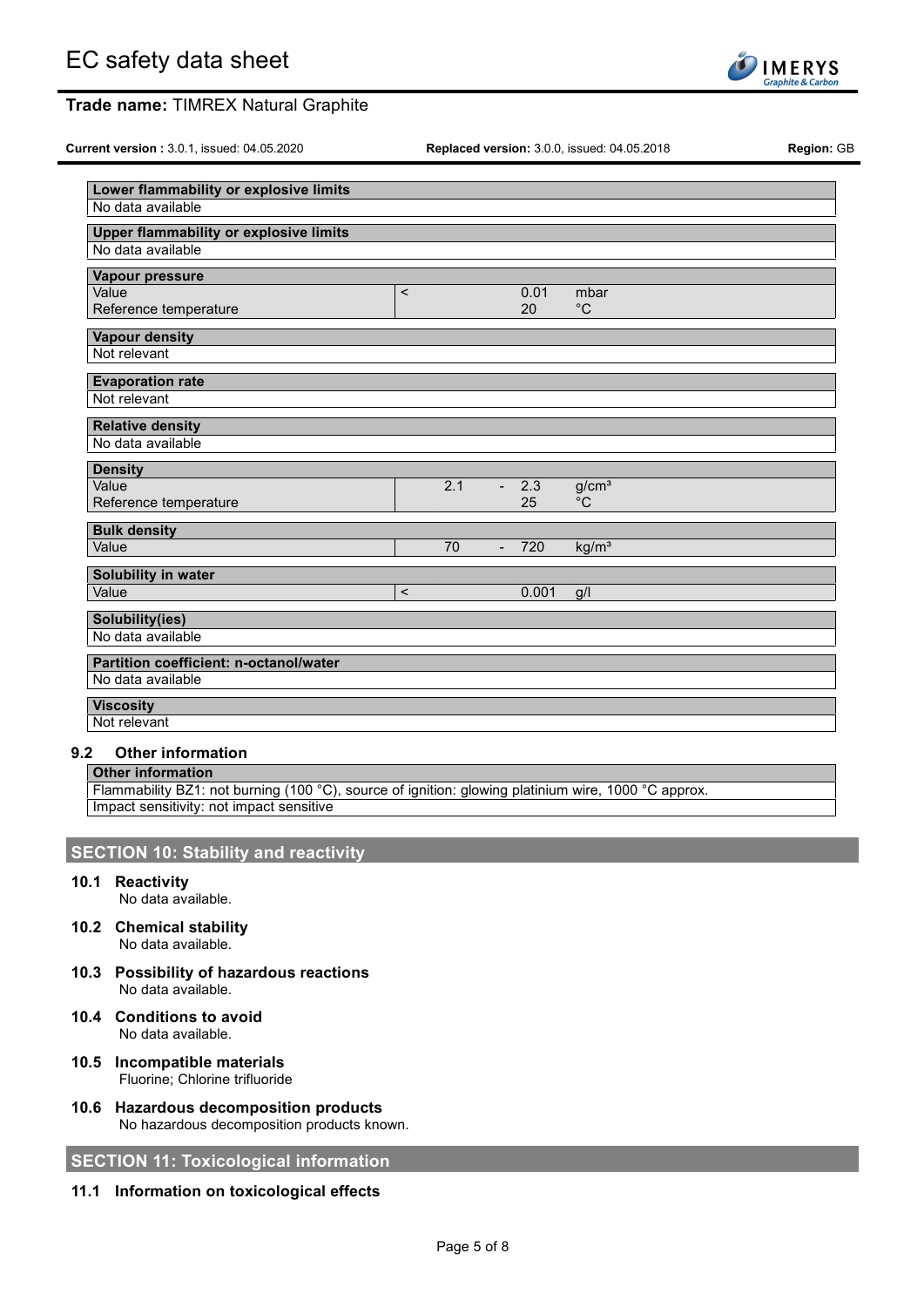| Lower flammability or explosive limits | | | | |
|---|---|---|---|---|
| No data available | | | | |

| Upper flammability or explosive limits | | | | |
|---|---|---|---|---|
| No data available | | | | |

| Vapour pressure | | | | |
|---|---|---|---|---|
| Value | < | | 0.01 | mbar |
| Reference temperature | | | 20 | °C |

| Vapour density |
|---|
| Not relevant |

| Evaporation rate |
|---|
| Not relevant |

| Relative density |
|---|
| No data available |

| Density | | | | |
|---|---|---|---|---|
| Value | 2.1 | - | 2.3 | g/cm³ |
| Reference temperature | | | 25 | °C |

| Bulk density | | | | |
|---|---|---|---|---|
| Value | 70 | - | 720 | kg/m³ |

| Solubility in water | | | | |
|---|---|---|---|---|
| Value | < | | 0.001 | g/l |

| Solubility(ies) |
|---|
| No data available |

| Partition coefficient: n-octanol/water |
|---|
| No data available |

| Viscosity |
|---|
| Not relevant |

### 9.2 Other information

| Other information |
|---|
| Flammability BZ1: not burning (100 °C), source of ignition: glowing platinium wire, 1000 °C approx. |
| Impact sensitivity: not impact sensitive |

## SECTION 10: Stability and reactivity

### 10.1 Reactivity

No data available.

### 10.2 Chemical stability

No data available.

### 10.3 Possibility of hazardous reactions

No data available.

### 10.4 Conditions to avoid

No data available.

### 10.5 Incompatible materials

Fluorine; Chlorine trifluoride

### 10.6 Hazardous decomposition products

No hazardous decomposition products known.

## SECTION 11: Toxicological information

### 11.1 Information on toxicological effects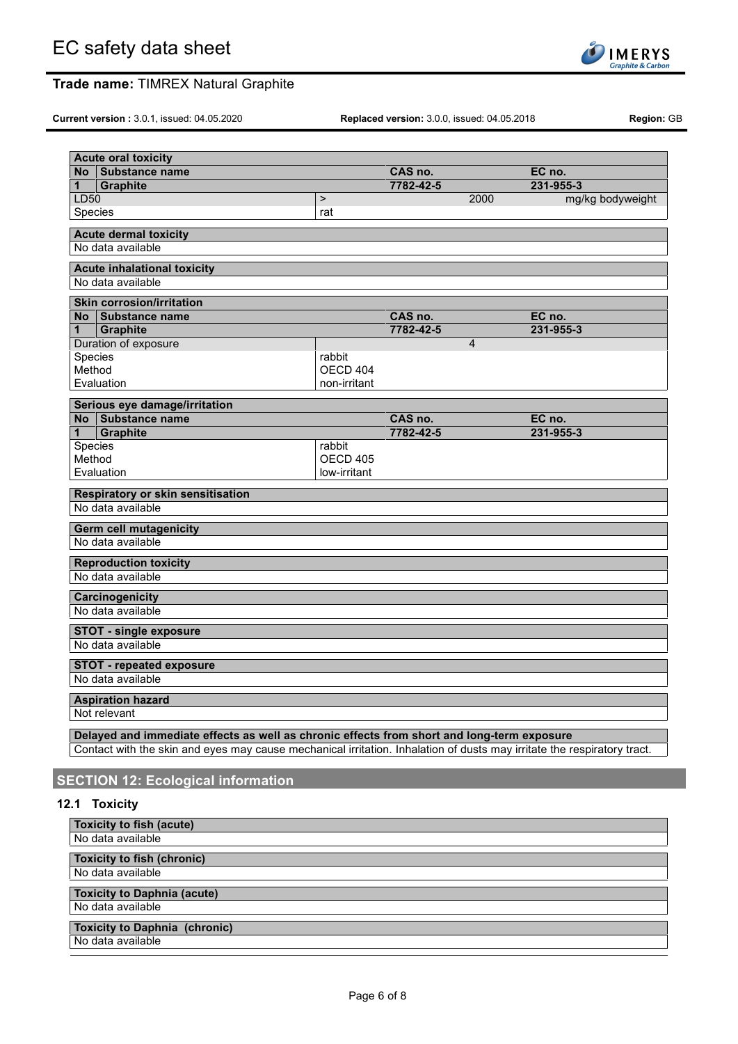| **Acute oral toxicity** | | | |
|---|---|---|---|
| **No** | **Substance name** | **CAS no.** | **EC no.** |
| **1** | **Graphite** | **7782-42-5** | **231-955-3** |
| LD50 | > | 2000 | mg/kg bodyweight |
| Species | rat | | |

| **Acute dermal toxicity** |
|---|
| No data available |

| **Acute inhalational toxicity** |
|---|
| No data available |

| **Skin corrosion/irritation** | | | |
|---|---|---|---|
| **No** | **Substance name** | **CAS no.** | **EC no.** |
| **1** | **Graphite** | **7782-42-5** | **231-955-3** |
| Duration of exposure | | 4 | |
| Species | rabbit | | |
| Method | OECD 404 | | |
| Evaluation | non-irritant | | |

| **Serious eye damage/irritation** | | | |
|---|---|---|---|
| **No** | **Substance name** | **CAS no.** | **EC no.** |
| **1** | **Graphite** | **7782-42-5** | **231-955-3** |
| Species | rabbit | | |
| Method | OECD 405 | | |
| Evaluation | low-irritant | | |

| **Respiratory or skin sensitisation** |
|---|
| No data available |

| **Germ cell mutagenicity** |
|---|
| No data available |

| **Reproduction toxicity** |
|---|
| No data available |

| **Carcinogenicity** |
|---|
| No data available |

| **STOT - single exposure** |
|---|
| No data available |

| **STOT - repeated exposure** |
|---|
| No data available |

| **Aspiration hazard** |
|---|
| Not relevant |

| **Delayed and immediate effects as well as chronic effects from short and long-term exposure** |
|---|
| Contact with the skin and eyes may cause mechanical irritation. Inhalation of dusts may irritate the respiratory tract. |

## SECTION 12: Ecological information

### 12.1 Toxicity

| **Toxicity to fish (acute)** |
|---|
| No data available |

| **Toxicity to fish (chronic)** |
|---|
| No data available |

| **Toxicity to Daphnia (acute)** |
|---|
| No data available |

| **Toxicity to Daphnia (chronic)** |
|---|
| No data available |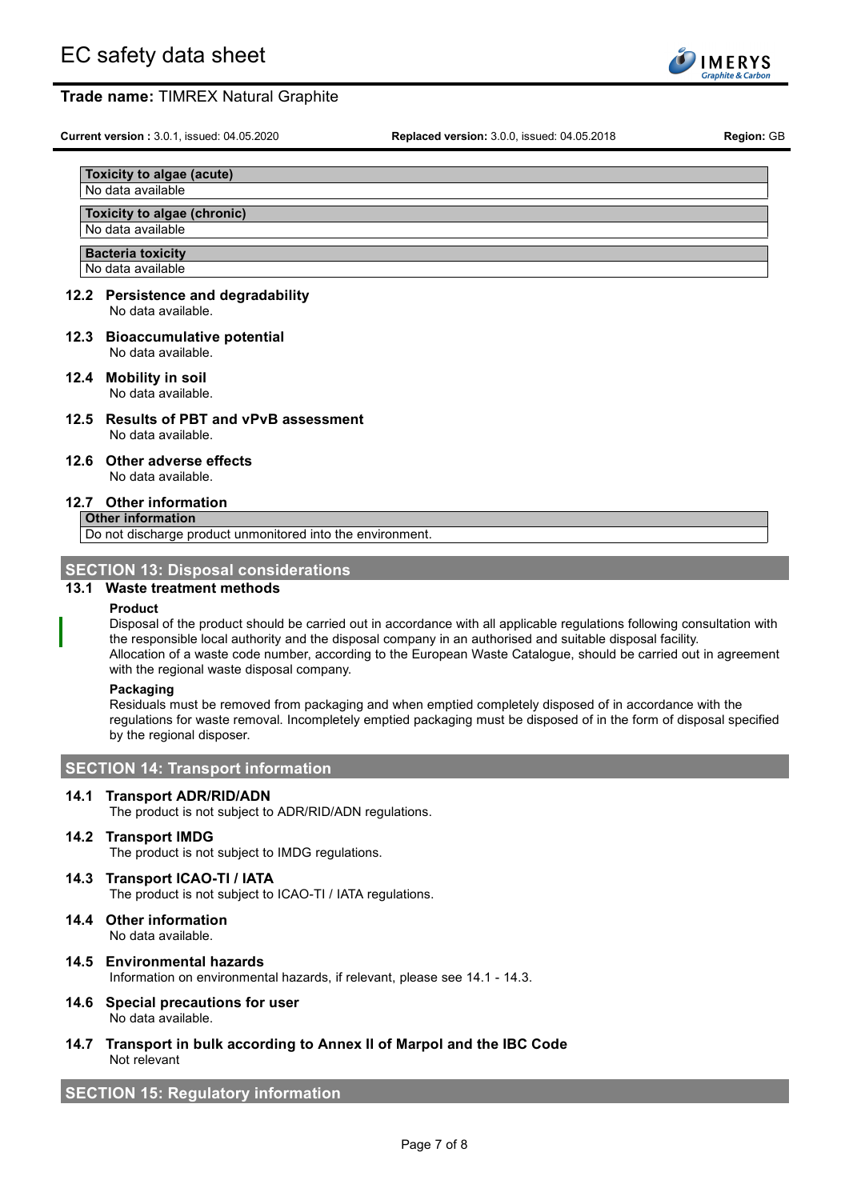| Toxicity to algae (acute) |
| --- |
| No data available |

| Toxicity to algae (chronic) |
| --- |
| No data available |

| Bacteria toxicity |
| --- |
| No data available |

### 12.2 Persistence and degradability

No data available.

### 12.3 Bioaccumulative potential

No data available.

### 12.4 Mobility in soil

No data available.

### 12.5 Results of PBT and vPvB assessment

No data available.

### 12.6 Other adverse effects

No data available.

### 12.7 Other information

| Other information |
| --- |
| Do not discharge product unmonitored into the environment. |

## SECTION 13: Disposal considerations

### 13.1 Waste treatment methods

**Product**

Disposal of the product should be carried out in accordance with all applicable regulations following consultation with the responsible local authority and the disposal company in an authorised and suitable disposal facility.
Allocation of a waste code number, according to the European Waste Catalogue, should be carried out in agreement with the regional waste disposal company.

**Packaging**

Residuals must be removed from packaging and when emptied completely disposed of in accordance with the regulations for waste removal. Incompletely emptied packaging must be disposed of in the form of disposal specified by the regional disposer.

## SECTION 14: Transport information

### 14.1 Transport ADR/RID/ADN

The product is not subject to ADR/RID/ADN regulations.

### 14.2 Transport IMDG

The product is not subject to IMDG regulations.

### 14.3 Transport ICAO-TI / IATA

The product is not subject to ICAO-TI / IATA regulations.

### 14.4 Other information

No data available.

### 14.5 Environmental hazards

Information on environmental hazards, if relevant, please see 14.1 - 14.3.

### 14.6 Special precautions for user

No data available.

### 14.7 Transport in bulk according to Annex II of Marpol and the IBC Code

Not relevant

## SECTION 15: Regulatory information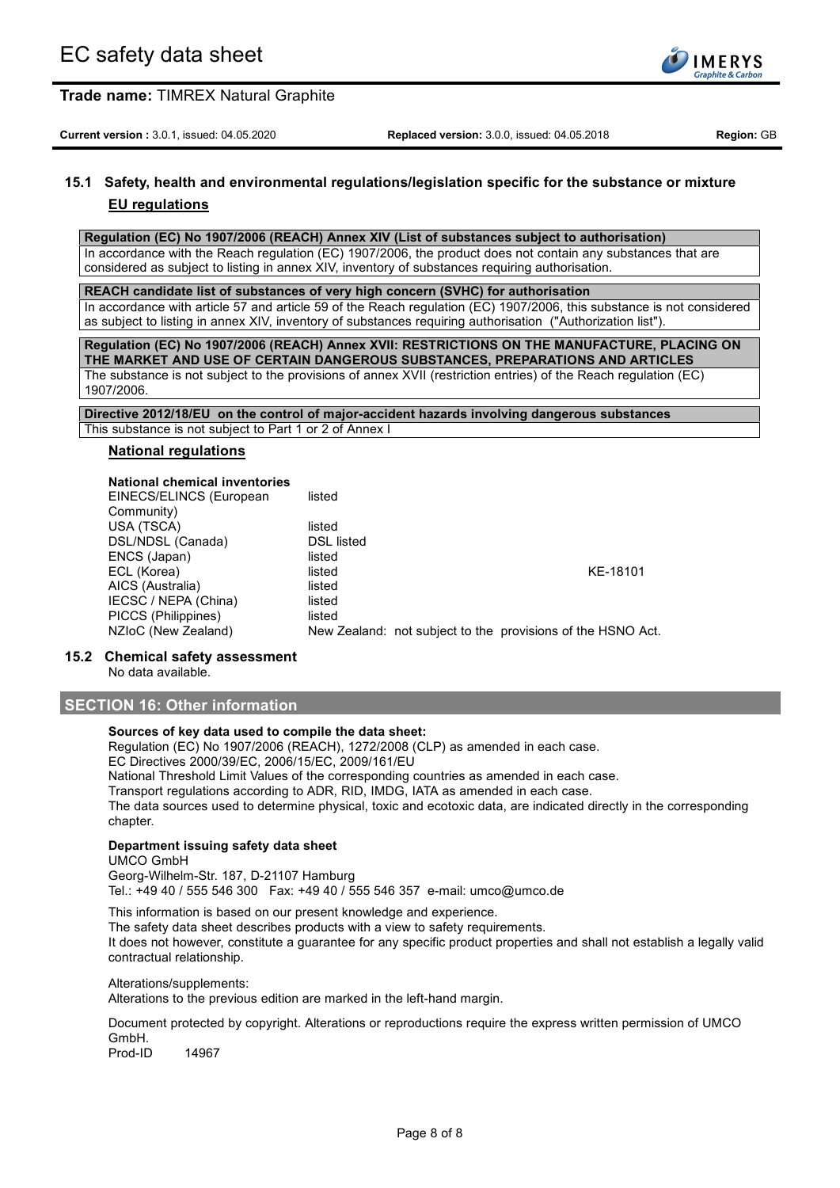## 15.1 Safety, health and environmental regulations/legislation specific for the substance or mixture

### EU regulations

**Regulation (EC) No 1907/2006 (REACH) Annex XIV (List of substances subject to authorisation)**

In accordance with the Reach regulation (EC) 1907/2006, the product does not contain any substances that are considered as subject to listing in annex XIV, inventory of substances requiring authorisation.

**REACH candidate list of substances of very high concern (SVHC) for authorisation**

In accordance with article 57 and article 59 of the Reach regulation (EC) 1907/2006, this substance is not considered as subject to listing in annex XIV, inventory of substances requiring authorisation ("Authorization list").

**Regulation (EC) No 1907/2006 (REACH) Annex XVII: RESTRICTIONS ON THE MANUFACTURE, PLACING ON THE MARKET AND USE OF CERTAIN DANGEROUS SUBSTANCES, PREPARATIONS AND ARTICLES**

The substance is not subject to the provisions of annex XVII (restriction entries) of the Reach regulation (EC) 1907/2006.

**Directive 2012/18/EU on the control of major-accident hazards involving dangerous substances**

This substance is not subject to Part 1 or 2 of Annex I

### National regulations

**National chemical inventories**

| | | |
|---|---|---|
| EINECS/ELINCS (European Community) | listed | |
| USA (TSCA) | listed | |
| DSL/NDSL (Canada) | DSL listed | |
| ENCS (Japan) | listed | |
| ECL (Korea) | listed | KE-18101 |
| AICS (Australia) | listed | |
| IECSC / NEPA (China) | listed | |
| PICCS (Philippines) | listed | |
| NZIoC (New Zealand) | New Zealand: not subject to the provisions of the HSNO Act. | |

## 15.2 Chemical safety assessment

No data available.

## SECTION 16: Other information

**Sources of key data used to compile the data sheet:**

Regulation (EC) No 1907/2006 (REACH), 1272/2008 (CLP) as amended in each case.
EC Directives 2000/39/EC, 2006/15/EC, 2009/161/EU
National Threshold Limit Values of the corresponding countries as amended in each case.
Transport regulations according to ADR, RID, IMDG, IATA as amended in each case.
The data sources used to determine physical, toxic and ecotoxic data, are indicated directly in the corresponding chapter.

**Department issuing safety data sheet**

UMCO GmbH
Georg-Wilhelm-Str. 187, D-21107 Hamburg
Tel.: +49 40 / 555 546 300 Fax: +49 40 / 555 546 357 e-mail: umco@umco.de

This information is based on our present knowledge and experience.
The safety data sheet describes products with a view to safety requirements.
It does not however, constitute a guarantee for any specific product properties and shall not establish a legally valid contractual relationship.

Alterations/supplements:
Alterations to the previous edition are marked in the left-hand margin.

Document protected by copyright. Alterations or reproductions require the express written permission of UMCO GmbH.
Prod-ID 14967